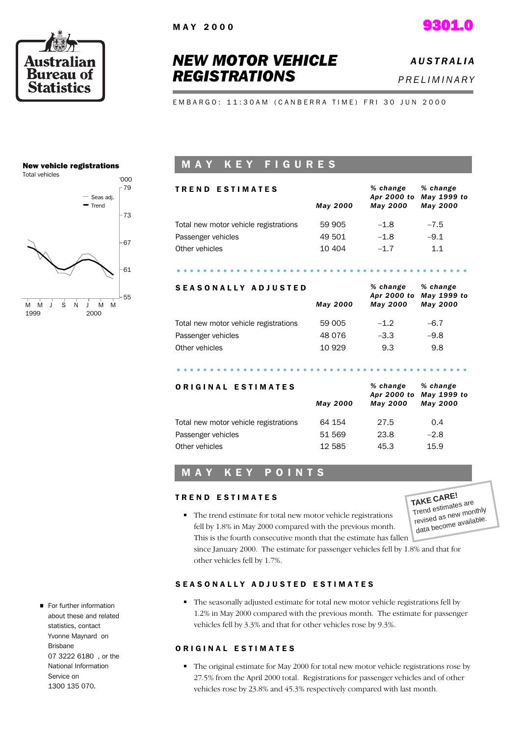MAY 2000

9301.0

# NEW MOTOR VEHICLE REGISTRATIONS

AUSTRALIA

PRELIMINARY

EMBARGO: 11:30AM (CANBERRA TIME) FRI 30 JUN 2000

**New vehicle registrations**
Total vehicles

## MAY KEY FIGURES

| TREND ESTIMATES | May 2000 | % change Apr 2000 to May 2000 | % change May 1999 to May 2000 |
|---|---|---|---|
| Total new motor vehicle registrations | 59 905 | –1.8 | –7.5 |
| Passenger vehicles | 49 501 | –1.8 | –9.1 |
| Other vehicles | 10 404 | –1.7 | 1.1 |

| SEASONALLY ADJUSTED | May 2000 | % change Apr 2000 to May 2000 | % change May 1999 to May 2000 |
|---|---|---|---|
| Total new motor vehicle registrations | 59 005 | –1.2 | –6.7 |
| Passenger vehicles | 48 076 | –3.3 | –9.8 |
| Other vehicles | 10 929 | 9.3 | 9.8 |

| ORIGINAL ESTIMATES | May 2000 | % change Apr 2000 to May 2000 | % change May 1999 to May 2000 |
|---|---|---|---|
| Total new motor vehicle registrations | 64 154 | 27.5 | 0.4 |
| Passenger vehicles | 51 569 | 23.8 | –2.8 |
| Other vehicles | 12 585 | 45.3 | 15.9 |

## MAY KEY POINTS

### TREND ESTIMATES

**TAKE CARE!** Trend estimates are revised as new monthly data become available.

- The trend estimate for total new motor vehicle registrations fell by 1.8% in May 2000 compared with the previous month. This is the fourth consecutive month that the estimate has fallen since January 2000. The estimate for passenger vehicles fell by 1.8% and that for other vehicles fell by 1.7%.

### SEASONALLY ADJUSTED ESTIMATES

- The seasonally adjusted estimate for total new motor vehicle registrations fell by 1.2% in May 2000 compared with the previous month. The estimate for passenger vehicles fell by 3.3% and that for other vehicles rose by 9.3%.

### ORIGINAL ESTIMATES

- The original estimate for May 2000 for total new motor vehicle registrations rose by 27.5% from the April 2000 total. Registrations for passenger vehicles and of other vehicles rose by 23.8% and 45.3% respectively compared with last month.

- For further information about these and related statistics, contact Yvonne Maynard on Brisbane 07 3222 6180 , or the National Information Service on 1300 135 070.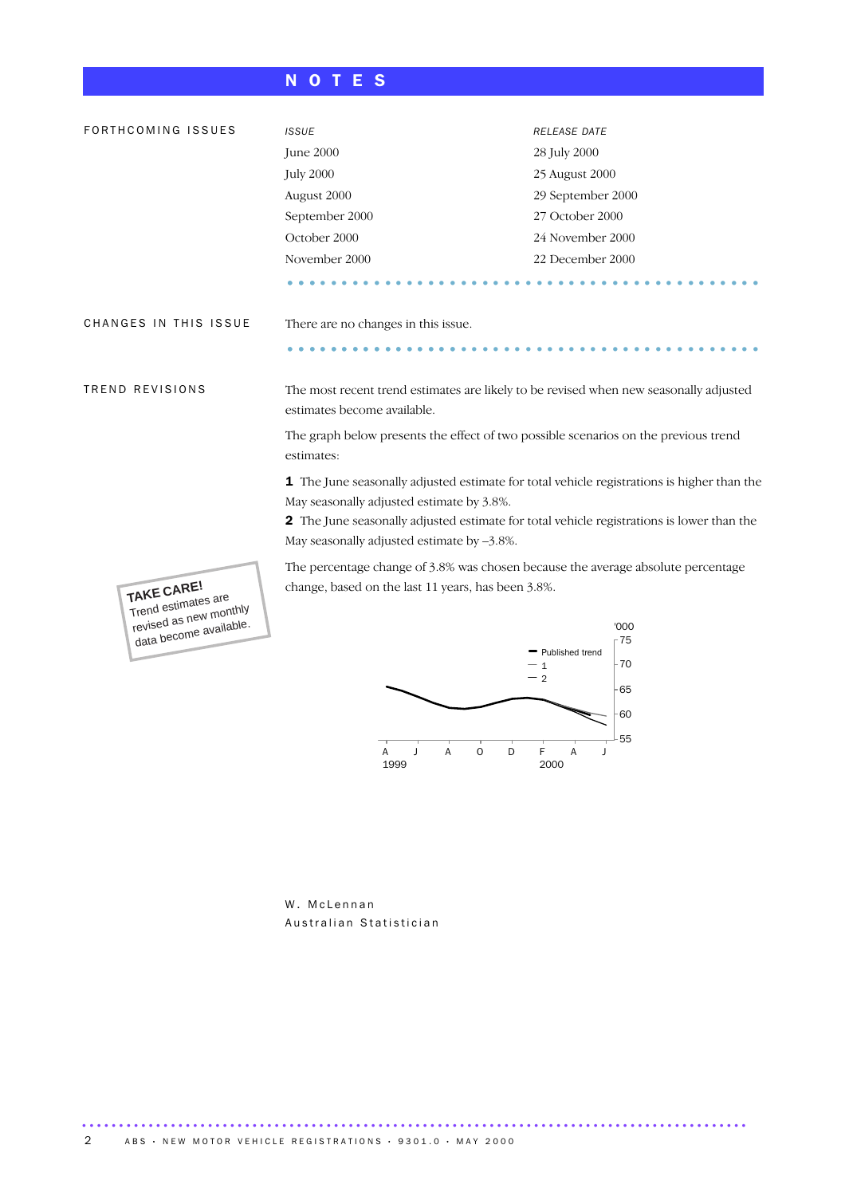# NOTES

## FORTHCOMING ISSUES

| *ISSUE* | *RELEASE DATE* |
|---|---|
| June 2000 | 28 July 2000 |
| July 2000 | 25 August 2000 |
| August 2000 | 29 September 2000 |
| September 2000 | 27 October 2000 |
| October 2000 | 24 November 2000 |
| November 2000 | 22 December 2000 |

## CHANGES IN THIS ISSUE

There are no changes in this issue.

## TREND REVISIONS

The most recent trend estimates are likely to be revised when new seasonally adjusted estimates become available.

The graph below presents the effect of two possible scenarios on the previous trend estimates:

**1** The June seasonally adjusted estimate for total vehicle registrations is higher than the May seasonally adjusted estimate by 3.8%.

**2** The June seasonally adjusted estimate for total vehicle registrations is lower than the May seasonally adjusted estimate by –3.8%.

The percentage change of 3.8% was chosen because the average absolute percentage change, based on the last 11 years, has been 3.8%.

**TAKE CARE!** Trend estimates are revised as new monthly data become available.

W. McLennan
Australian Statistician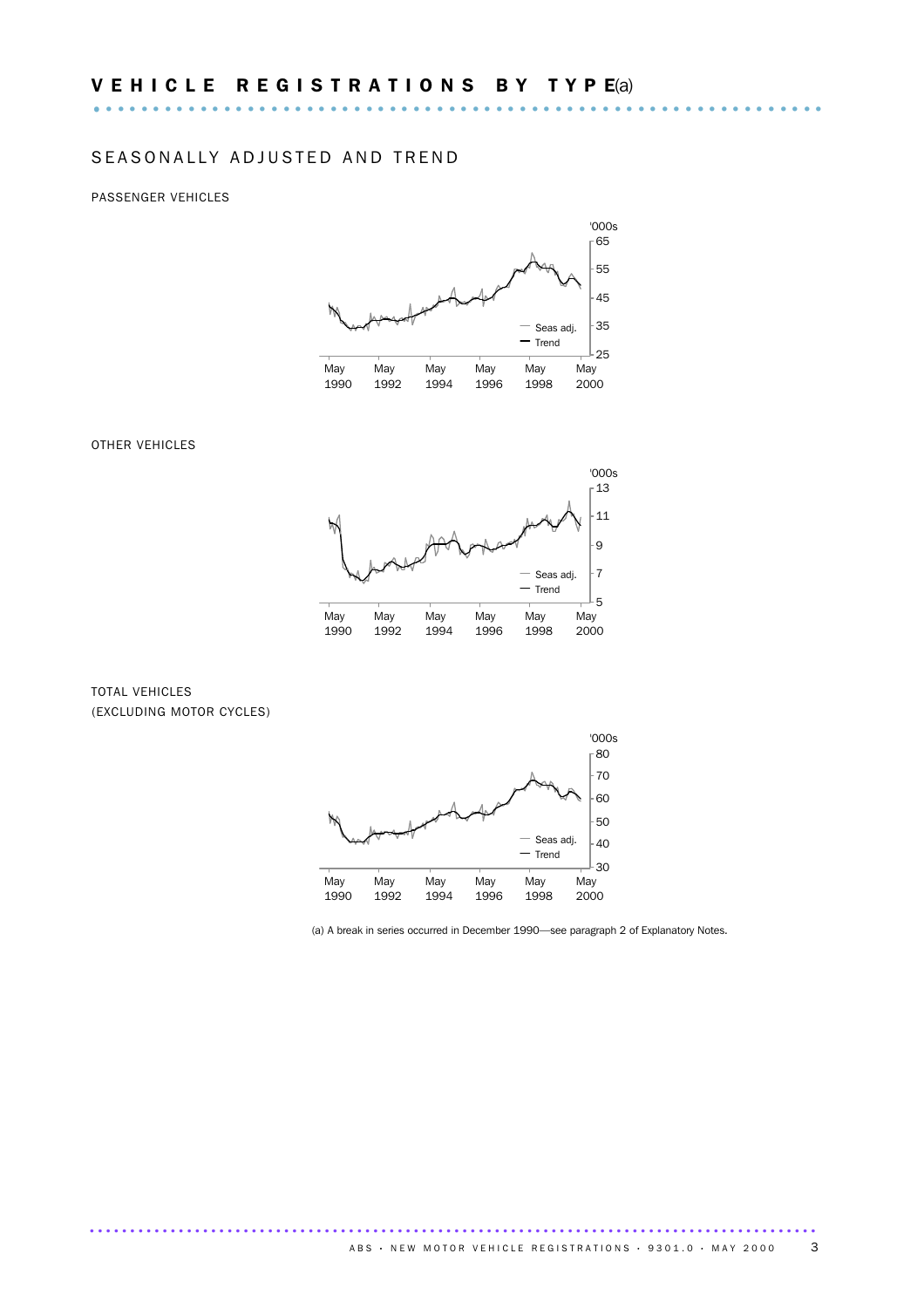# VEHICLE REGISTRATIONS BY TYPE(a)

## SEASONALLY ADJUSTED AND TREND

PASSENGER VEHICLES

OTHER VEHICLES

TOTAL VEHICLES
(EXCLUDING MOTOR CYCLES)

(a) A break in series occurred in December 1990—see paragraph 2 of Explanatory Notes.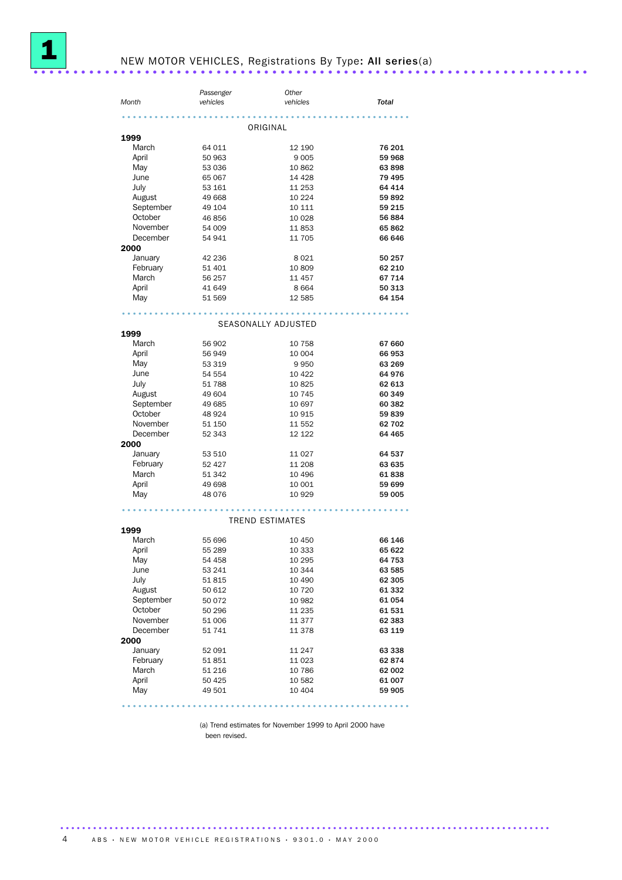# 1 NEW MOTOR VEHICLES, Registrations By Type: **All series**(a)

| Month | *Passenger vehicles* | *Other vehicles* | ***Total*** |
|---|---|---|---|
| | ORIGINAL | | |
| **1999** | | | |
| March | 64 011 | 12 190 | **76 201** |
| April | 50 963 | 9 005 | **59 968** |
| May | 53 036 | 10 862 | **63 898** |
| June | 65 067 | 14 428 | **79 495** |
| July | 53 161 | 11 253 | **64 414** |
| August | 49 668 | 10 224 | **59 892** |
| September | 49 104 | 10 111 | **59 215** |
| October | 46 856 | 10 028 | **56 884** |
| November | 54 009 | 11 853 | **65 862** |
| December | 54 941 | 11 705 | **66 646** |
| **2000** | | | |
| January | 42 236 | 8 021 | **50 257** |
| February | 51 401 | 10 809 | **62 210** |
| March | 56 257 | 11 457 | **67 714** |
| April | 41 649 | 8 664 | **50 313** |
| May | 51 569 | 12 585 | **64 154** |
| | SEASONALLY ADJUSTED | | |
| **1999** | | | |
| March | 56 902 | 10 758 | **67 660** |
| April | 56 949 | 10 004 | **66 953** |
| May | 53 319 | 9 950 | **63 269** |
| June | 54 554 | 10 422 | **64 976** |
| July | 51 788 | 10 825 | **62 613** |
| August | 49 604 | 10 745 | **60 349** |
| September | 49 685 | 10 697 | **60 382** |
| October | 48 924 | 10 915 | **59 839** |
| November | 51 150 | 11 552 | **62 702** |
| December | 52 343 | 12 122 | **64 465** |
| **2000** | | | |
| January | 53 510 | 11 027 | **64 537** |
| February | 52 427 | 11 208 | **63 635** |
| March | 51 342 | 10 496 | **61 838** |
| April | 49 698 | 10 001 | **59 699** |
| May | 48 076 | 10 929 | **59 005** |
| | TREND ESTIMATES | | |
| **1999** | | | |
| March | 55 696 | 10 450 | **66 146** |
| April | 55 289 | 10 333 | **65 622** |
| May | 54 458 | 10 295 | **64 753** |
| June | 53 241 | 10 344 | **63 585** |
| July | 51 815 | 10 490 | **62 305** |
| August | 50 612 | 10 720 | **61 332** |
| September | 50 072 | 10 982 | **61 054** |
| October | 50 296 | 11 235 | **61 531** |
| November | 51 006 | 11 377 | **62 383** |
| December | 51 741 | 11 378 | **63 119** |
| **2000** | | | |
| January | 52 091 | 11 247 | **63 338** |
| February | 51 851 | 11 023 | **62 874** |
| March | 51 216 | 10 786 | **62 002** |
| April | 50 425 | 10 582 | **61 007** |
| May | 49 501 | 10 404 | **59 905** |

(a) Trend estimates for November 1999 to April 2000 have been revised.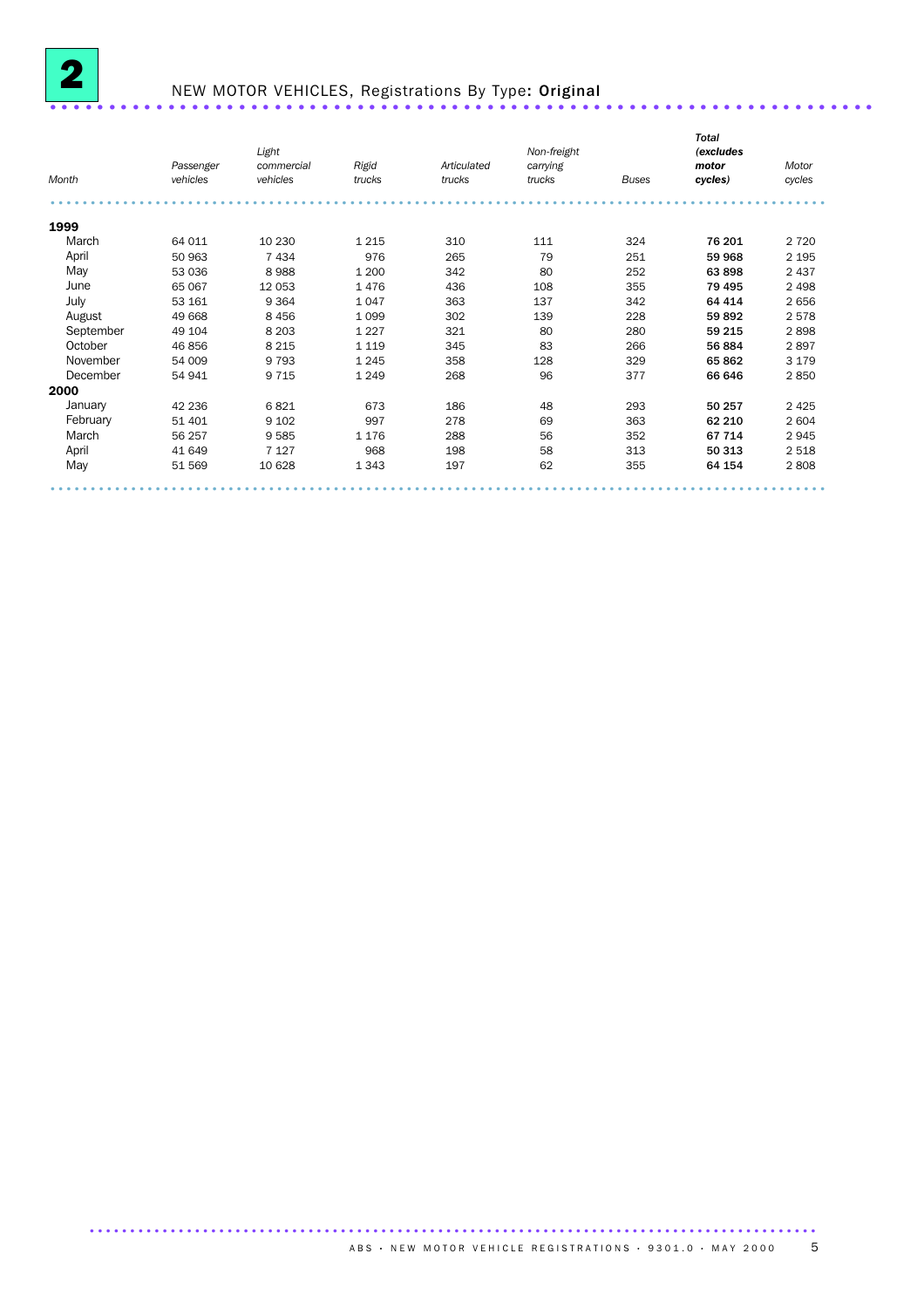# 2 NEW MOTOR VEHICLES, Registrations By Type: Original

| Month | Passenger vehicles | Light commercial vehicles | Rigid trucks | Articulated trucks | Non-freight carrying trucks | Buses | **Total (excludes motor cycles)** | Motor cycles |
|---|---|---|---|---|---|---|---|---|
| **1999** | | | | | | | | |
| March | 64 011 | 10 230 | 1 215 | 310 | 111 | 324 | **76 201** | 2 720 |
| April | 50 963 | 7 434 | 976 | 265 | 79 | 251 | **59 968** | 2 195 |
| May | 53 036 | 8 988 | 1 200 | 342 | 80 | 252 | **63 898** | 2 437 |
| June | 65 067 | 12 053 | 1 476 | 436 | 108 | 355 | **79 495** | 2 498 |
| July | 53 161 | 9 364 | 1 047 | 363 | 137 | 342 | **64 414** | 2 656 |
| August | 49 668 | 8 456 | 1 099 | 302 | 139 | 228 | **59 892** | 2 578 |
| September | 49 104 | 8 203 | 1 227 | 321 | 80 | 280 | **59 215** | 2 898 |
| October | 46 856 | 8 215 | 1 119 | 345 | 83 | 266 | **56 884** | 2 897 |
| November | 54 009 | 9 793 | 1 245 | 358 | 128 | 329 | **65 862** | 3 179 |
| December | 54 941 | 9 715 | 1 249 | 268 | 96 | 377 | **66 646** | 2 850 |
| **2000** | | | | | | | | |
| January | 42 236 | 6 821 | 673 | 186 | 48 | 293 | **50 257** | 2 425 |
| February | 51 401 | 9 102 | 997 | 278 | 69 | 363 | **62 210** | 2 604 |
| March | 56 257 | 9 585 | 1 176 | 288 | 56 | 352 | **67 714** | 2 945 |
| April | 41 649 | 7 127 | 968 | 198 | 58 | 313 | **50 313** | 2 518 |
| May | 51 569 | 10 628 | 1 343 | 197 | 62 | 355 | **64 154** | 2 808 |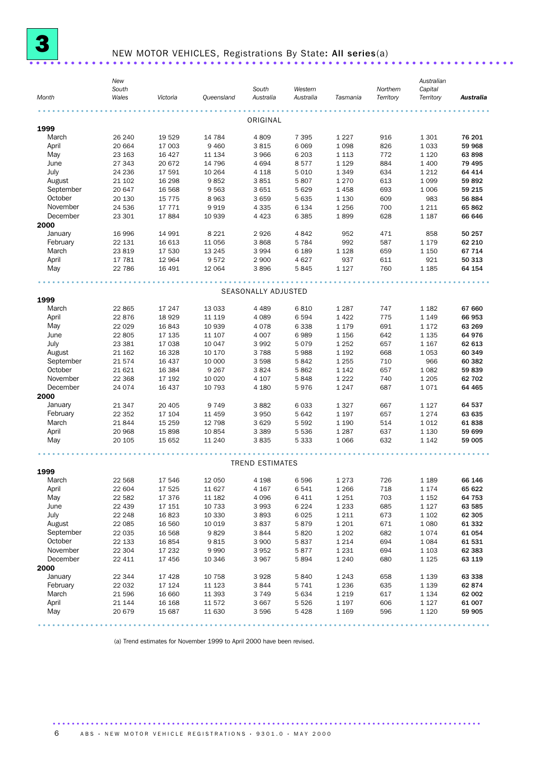## 3 NEW MOTOR VEHICLES, Registrations By State: All series(a)

| Month | New South Wales | Victoria | Queensland | South Australia | Western Australia | Tasmania | Northern Territory | Australian Capital Territory | **Australia** |
|---|---|---|---|---|---|---|---|---|---|
| | | | | ORIGINAL | | | | | |
| **1999** | | | | | | | | | |
| March | 26 240 | 19 529 | 14 784 | 4 809 | 7 395 | 1 227 | 916 | 1 301 | **76 201** |
| April | 20 664 | 17 003 | 9 460 | 3 815 | 6 069 | 1 098 | 826 | 1 033 | **59 968** |
| May | 23 163 | 16 427 | 11 134 | 3 966 | 6 203 | 1 113 | 772 | 1 120 | **63 898** |
| June | 27 343 | 20 672 | 14 796 | 4 694 | 8 577 | 1 129 | 884 | 1 400 | **79 495** |
| July | 24 236 | 17 591 | 10 264 | 4 118 | 5 010 | 1 349 | 634 | 1 212 | **64 414** |
| August | 21 102 | 16 298 | 9 852 | 3 851 | 5 807 | 1 270 | 613 | 1 099 | **59 892** |
| September | 20 647 | 16 568 | 9 563 | 3 651 | 5 629 | 1 458 | 693 | 1 006 | **59 215** |
| October | 20 130 | 15 775 | 8 963 | 3 659 | 5 635 | 1 130 | 609 | 983 | **56 884** |
| November | 24 536 | 17 771 | 9 919 | 4 335 | 6 134 | 1 256 | 700 | 1 211 | **65 862** |
| December | 23 301 | 17 884 | 10 939 | 4 423 | 6 385 | 1 899 | 628 | 1 187 | **66 646** |
| **2000** | | | | | | | | | |
| January | 16 996 | 14 991 | 8 221 | 2 926 | 4 842 | 952 | 471 | 858 | **50 257** |
| February | 22 131 | 16 613 | 11 056 | 3 868 | 5 784 | 992 | 587 | 1 179 | **62 210** |
| March | 23 819 | 17 530 | 13 245 | 3 994 | 6 189 | 1 128 | 659 | 1 150 | **67 714** |
| April | 17 781 | 12 964 | 9 572 | 2 900 | 4 627 | 937 | 611 | 921 | **50 313** |
| May | 22 786 | 16 491 | 12 064 | 3 896 | 5 845 | 1 127 | 760 | 1 185 | **64 154** |
| | | | | SEASONALLY ADJUSTED | | | | | |
| **1999** | | | | | | | | | |
| March | 22 865 | 17 247 | 13 033 | 4 489 | 6 810 | 1 287 | 747 | 1 182 | **67 660** |
| April | 22 876 | 18 929 | 11 119 | 4 089 | 6 594 | 1 422 | 775 | 1 149 | **66 953** |
| May | 22 029 | 16 843 | 10 939 | 4 078 | 6 338 | 1 179 | 691 | 1 172 | **63 269** |
| June | 22 805 | 17 135 | 11 107 | 4 007 | 6 989 | 1 156 | 642 | 1 135 | **64 976** |
| July | 23 381 | 17 038 | 10 047 | 3 992 | 5 079 | 1 252 | 657 | 1 167 | **62 613** |
| August | 21 162 | 16 328 | 10 170 | 3 788 | 5 988 | 1 192 | 668 | 1 053 | **60 349** |
| September | 21 574 | 16 437 | 10 000 | 3 598 | 5 842 | 1 255 | 710 | 966 | **60 382** |
| October | 21 621 | 16 384 | 9 267 | 3 824 | 5 862 | 1 142 | 657 | 1 082 | **59 839** |
| November | 22 368 | 17 192 | 10 020 | 4 107 | 5 848 | 1 222 | 740 | 1 205 | **62 702** |
| December | 24 074 | 16 437 | 10 793 | 4 180 | 5 976 | 1 247 | 687 | 1 071 | **64 465** |
| **2000** | | | | | | | | | |
| January | 21 347 | 20 405 | 9 749 | 3 882 | 6 033 | 1 327 | 667 | 1 127 | **64 537** |
| February | 22 352 | 17 104 | 11 459 | 3 950 | 5 642 | 1 197 | 657 | 1 274 | **63 635** |
| March | 21 844 | 15 259 | 12 798 | 3 629 | 5 592 | 1 190 | 514 | 1 012 | **61 838** |
| April | 20 968 | 15 898 | 10 854 | 3 389 | 5 536 | 1 287 | 637 | 1 130 | **59 699** |
| May | 20 105 | 15 652 | 11 240 | 3 835 | 5 333 | 1 066 | 632 | 1 142 | **59 005** |
| | | | | TREND ESTIMATES | | | | | |
| **1999** | | | | | | | | | |
| March | 22 568 | 17 546 | 12 050 | 4 198 | 6 596 | 1 273 | 726 | 1 189 | **66 146** |
| April | 22 604 | 17 525 | 11 627 | 4 167 | 6 541 | 1 266 | 718 | 1 174 | **65 622** |
| May | 22 582 | 17 376 | 11 182 | 4 096 | 6 411 | 1 251 | 703 | 1 152 | **64 753** |
| June | 22 439 | 17 151 | 10 733 | 3 993 | 6 224 | 1 233 | 685 | 1 127 | **63 585** |
| July | 22 248 | 16 823 | 10 330 | 3 893 | 6 025 | 1 211 | 673 | 1 102 | **62 305** |
| August | 22 085 | 16 560 | 10 019 | 3 837 | 5 879 | 1 201 | 671 | 1 080 | **61 332** |
| September | 22 035 | 16 568 | 9 829 | 3 844 | 5 820 | 1 202 | 682 | 1 074 | **61 054** |
| October | 22 133 | 16 854 | 9 815 | 3 900 | 5 837 | 1 214 | 694 | 1 084 | **61 531** |
| November | 22 304 | 17 232 | 9 990 | 3 952 | 5 877 | 1 231 | 694 | 1 103 | **62 383** |
| December | 22 411 | 17 456 | 10 346 | 3 967 | 5 894 | 1 240 | 680 | 1 125 | **63 119** |
| **2000** | | | | | | | | | |
| January | 22 344 | 17 428 | 10 758 | 3 928 | 5 840 | 1 243 | 658 | 1 139 | **63 338** |
| February | 22 032 | 17 124 | 11 123 | 3 844 | 5 741 | 1 236 | 635 | 1 139 | **62 874** |
| March | 21 596 | 16 660 | 11 393 | 3 749 | 5 634 | 1 219 | 617 | 1 134 | **62 002** |
| April | 21 144 | 16 168 | 11 572 | 3 667 | 5 526 | 1 197 | 606 | 1 127 | **61 007** |
| May | 20 679 | 15 687 | 11 630 | 3 596 | 5 428 | 1 169 | 596 | 1 120 | **59 905** |

(a) Trend estimates for November 1999 to April 2000 have been revised.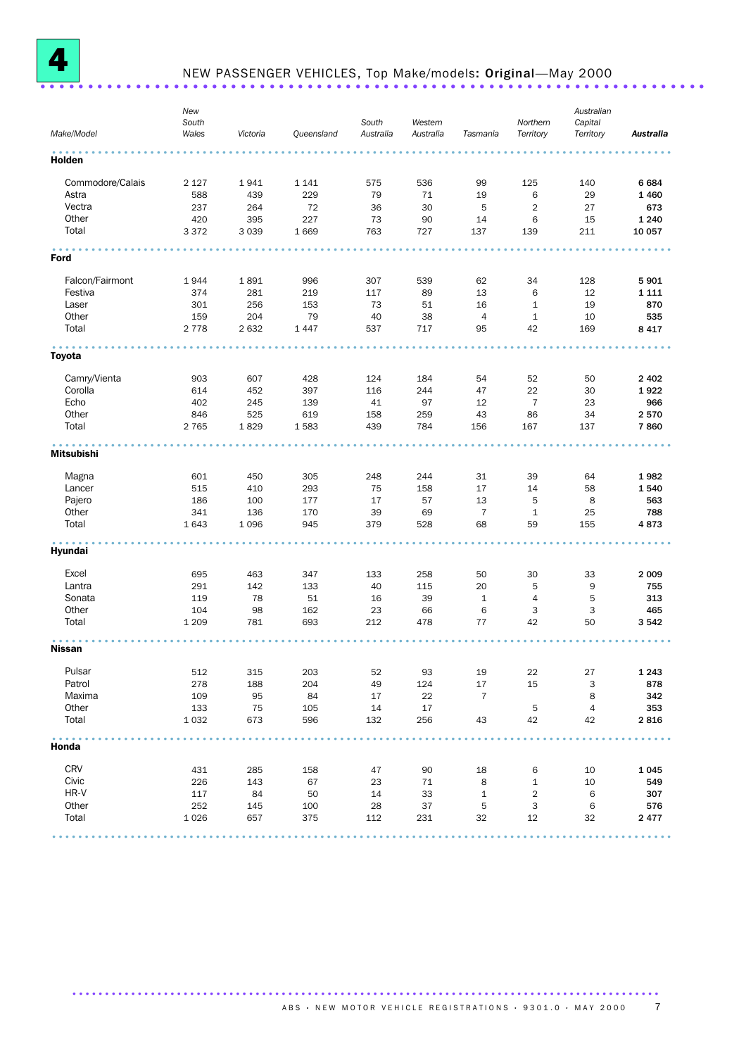# 4 NEW PASSENGER VEHICLES, Top Make/models: **Original**—May 2000

| Make/Model | New South Wales | Victoria | Queensland | South Australia | Western Australia | Tasmania | Northern Territory | Australian Capital Territory | Australia |
|---|---|---|---|---|---|---|---|---|---|
| **Holden** | | | | | | | | | |
| Commodore/Calais | 2 127 | 1 941 | 1 141 | 575 | 536 | 99 | 125 | 140 | **6 684** |
| Astra | 588 | 439 | 229 | 79 | 71 | 19 | 6 | 29 | **1 460** |
| Vectra | 237 | 264 | 72 | 36 | 30 | 5 | 2 | 27 | **673** |
| Other | 420 | 395 | 227 | 73 | 90 | 14 | 6 | 15 | **1 240** |
| Total | 3 372 | 3 039 | 1 669 | 763 | 727 | 137 | 139 | 211 | **10 057** |
| **Ford** | | | | | | | | | |
| Falcon/Fairmont | 1 944 | 1 891 | 996 | 307 | 539 | 62 | 34 | 128 | **5 901** |
| Festiva | 374 | 281 | 219 | 117 | 89 | 13 | 6 | 12 | **1 111** |
| Laser | 301 | 256 | 153 | 73 | 51 | 16 | 1 | 19 | **870** |
| Other | 159 | 204 | 79 | 40 | 38 | 4 | 1 | 10 | **535** |
| Total | 2 778 | 2 632 | 1 447 | 537 | 717 | 95 | 42 | 169 | **8 417** |
| **Toyota** | | | | | | | | | |
| Camry/Vienta | 903 | 607 | 428 | 124 | 184 | 54 | 52 | 50 | **2 402** |
| Corolla | 614 | 452 | 397 | 116 | 244 | 47 | 22 | 30 | **1 922** |
| Echo | 402 | 245 | 139 | 41 | 97 | 12 | 7 | 23 | **966** |
| Other | 846 | 525 | 619 | 158 | 259 | 43 | 86 | 34 | **2 570** |
| Total | 2 765 | 1 829 | 1 583 | 439 | 784 | 156 | 167 | 137 | **7 860** |
| **Mitsubishi** | | | | | | | | | |
| Magna | 601 | 450 | 305 | 248 | 244 | 31 | 39 | 64 | **1 982** |
| Lancer | 515 | 410 | 293 | 75 | 158 | 17 | 14 | 58 | **1 540** |
| Pajero | 186 | 100 | 177 | 17 | 57 | 13 | 5 | 8 | **563** |
| Other | 341 | 136 | 170 | 39 | 69 | 7 | 1 | 25 | **788** |
| Total | 1 643 | 1 096 | 945 | 379 | 528 | 68 | 59 | 155 | **4 873** |
| **Hyundai** | | | | | | | | | |
| Excel | 695 | 463 | 347 | 133 | 258 | 50 | 30 | 33 | **2 009** |
| Lantra | 291 | 142 | 133 | 40 | 115 | 20 | 5 | 9 | **755** |
| Sonata | 119 | 78 | 51 | 16 | 39 | 1 | 4 | 5 | **313** |
| Other | 104 | 98 | 162 | 23 | 66 | 6 | 3 | 3 | **465** |
| Total | 1 209 | 781 | 693 | 212 | 478 | 77 | 42 | 50 | **3 542** |
| **Nissan** | | | | | | | | | |
| Pulsar | 512 | 315 | 203 | 52 | 93 | 19 | 22 | 27 | **1 243** |
| Patrol | 278 | 188 | 204 | 49 | 124 | 17 | 15 | 3 | **878** |
| Maxima | 109 | 95 | 84 | 17 | 22 | 7 | | 8 | **342** |
| Other | 133 | 75 | 105 | 14 | 17 | | 5 | 4 | **353** |
| Total | 1 032 | 673 | 596 | 132 | 256 | 43 | 42 | 42 | **2 816** |
| **Honda** | | | | | | | | | |
| CRV | 431 | 285 | 158 | 47 | 90 | 18 | 6 | 10 | **1 045** |
| Civic | 226 | 143 | 67 | 23 | 71 | 8 | 1 | 10 | **549** |
| HR-V | 117 | 84 | 50 | 14 | 33 | 1 | 2 | 6 | **307** |
| Other | 252 | 145 | 100 | 28 | 37 | 5 | 3 | 6 | **576** |
| Total | 1 026 | 657 | 375 | 112 | 231 | 32 | 12 | 32 | **2 477** |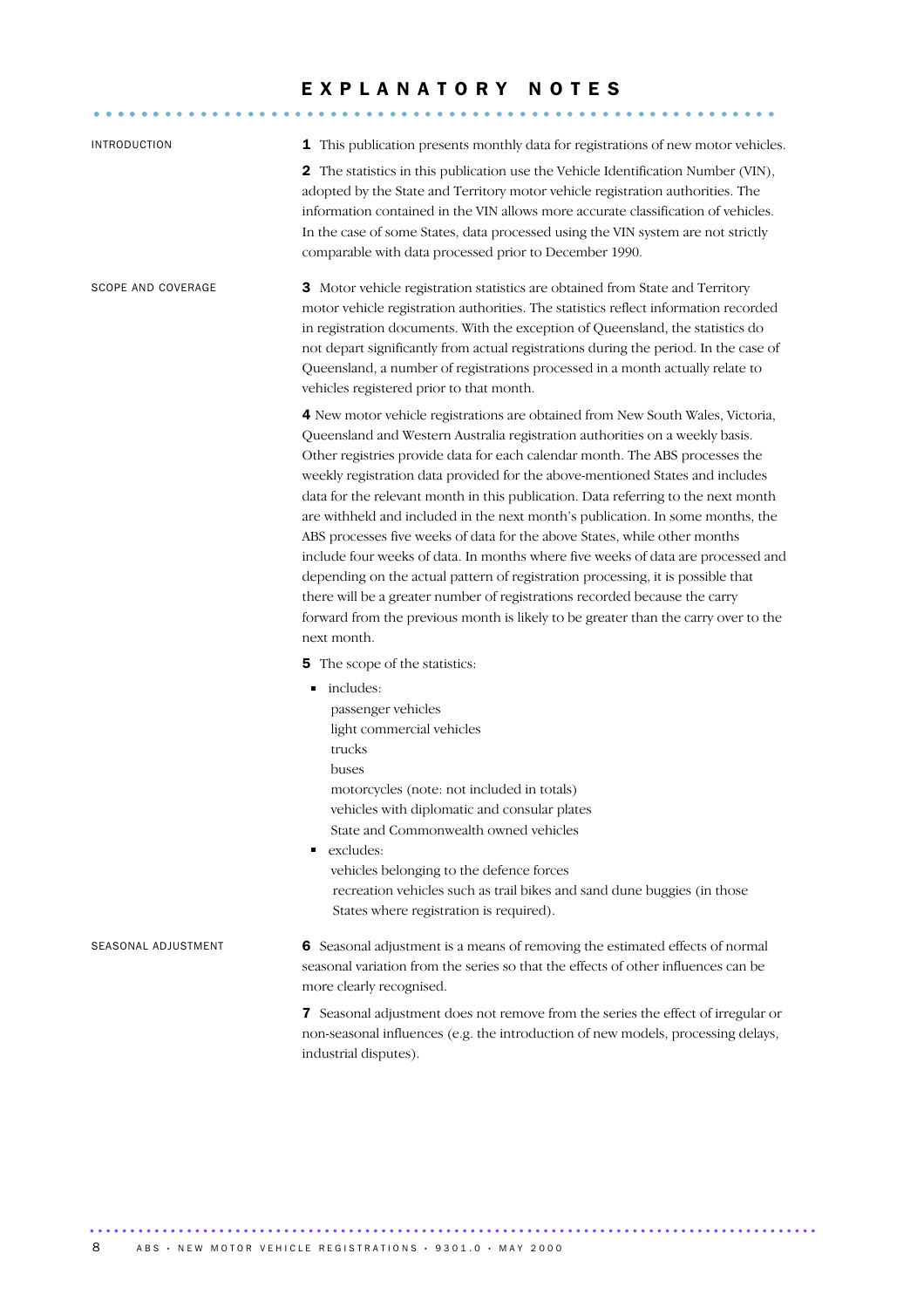# EXPLANATORY NOTES

## INTRODUCTION

**1** This publication presents monthly data for registrations of new motor vehicles.

**2** The statistics in this publication use the Vehicle Identification Number (VIN), adopted by the State and Territory motor vehicle registration authorities. The information contained in the VIN allows more accurate classification of vehicles. In the case of some States, data processed using the VIN system are not strictly comparable with data processed prior to December 1990.

## SCOPE AND COVERAGE

**3** Motor vehicle registration statistics are obtained from State and Territory motor vehicle registration authorities. The statistics reflect information recorded in registration documents. With the exception of Queensland, the statistics do not depart significantly from actual registrations during the period. In the case of Queensland, a number of registrations processed in a month actually relate to vehicles registered prior to that month.

**4** New motor vehicle registrations are obtained from New South Wales, Victoria, Queensland and Western Australia registration authorities on a weekly basis. Other registries provide data for each calendar month. The ABS processes the weekly registration data provided for the above-mentioned States and includes data for the relevant month in this publication. Data referring to the next month are withheld and included in the next month's publication. In some months, the ABS processes five weeks of data for the above States, while other months include four weeks of data. In months where five weeks of data are processed and depending on the actual pattern of registration processing, it is possible that there will be a greater number of registrations recorded because the carry forward from the previous month is likely to be greater than the carry over to the next month.

**5** The scope of the statistics:

- includes:
  - passenger vehicles
  - light commercial vehicles
  - trucks
  - buses
  - motorcycles (note: not included in totals)
  - vehicles with diplomatic and consular plates
  - State and Commonwealth owned vehicles
- excludes:
  - vehicles belonging to the defence forces
  - recreation vehicles such as trail bikes and sand dune buggies (in those States where registration is required).

## SEASONAL ADJUSTMENT

**6** Seasonal adjustment is a means of removing the estimated effects of normal seasonal variation from the series so that the effects of other influences can be more clearly recognised.

**7** Seasonal adjustment does not remove from the series the effect of irregular or non-seasonal influences (e.g. the introduction of new models, processing delays, industrial disputes).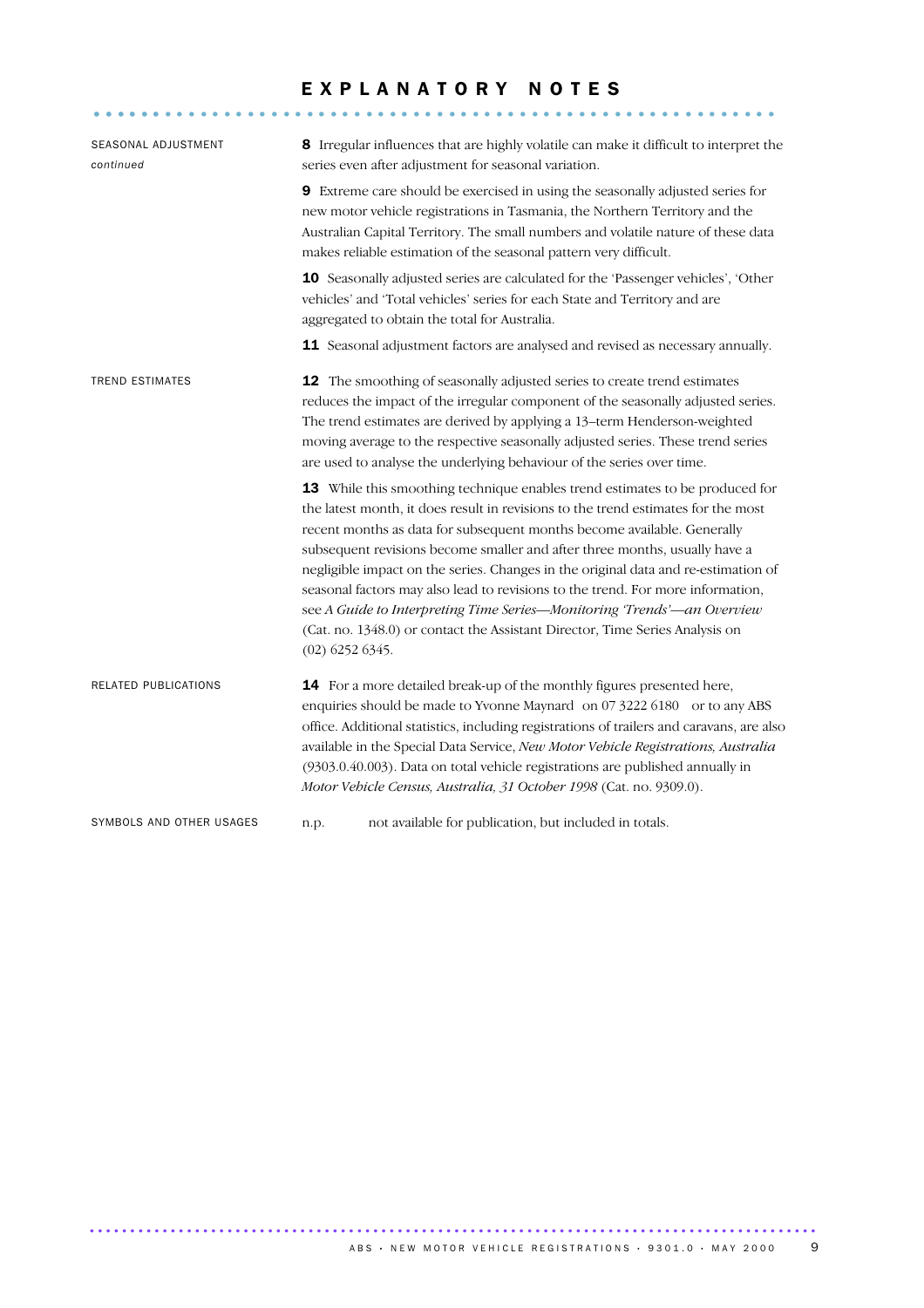# EXPLANATORY NOTES

## SEASONAL ADJUSTMENT *continued*

**8** Irregular influences that are highly volatile can make it difficult to interpret the series even after adjustment for seasonal variation.

**9** Extreme care should be exercised in using the seasonally adjusted series for new motor vehicle registrations in Tasmania, the Northern Territory and the Australian Capital Territory. The small numbers and volatile nature of these data makes reliable estimation of the seasonal pattern very difficult.

**10** Seasonally adjusted series are calculated for the 'Passenger vehicles', 'Other vehicles' and 'Total vehicles' series for each State and Territory and are aggregated to obtain the total for Australia.

**11** Seasonal adjustment factors are analysed and revised as necessary annually.

## TREND ESTIMATES

**12** The smoothing of seasonally adjusted series to create trend estimates reduces the impact of the irregular component of the seasonally adjusted series. The trend estimates are derived by applying a 13–term Henderson-weighted moving average to the respective seasonally adjusted series. These trend series are used to analyse the underlying behaviour of the series over time.

**13** While this smoothing technique enables trend estimates to be produced for the latest month, it does result in revisions to the trend estimates for the most recent months as data for subsequent months become available. Generally subsequent revisions become smaller and after three months, usually have a negligible impact on the series. Changes in the original data and re-estimation of seasonal factors may also lead to revisions to the trend. For more information, see *A Guide to Interpreting Time Series—Monitoring 'Trends'—an Overview* (Cat. no. 1348.0) or contact the Assistant Director, Time Series Analysis on (02) 6252 6345.

## RELATED PUBLICATIONS

**14** For a more detailed break-up of the monthly figures presented here, enquiries should be made to Yvonne Maynard on 07 3222 6180 or to any ABS office. Additional statistics, including registrations of trailers and caravans, are also available in the Special Data Service, *New Motor Vehicle Registrations, Australia* (9303.0.40.003). Data on total vehicle registrations are published annually in *Motor Vehicle Census, Australia, 31 October 1998* (Cat. no. 9309.0).

## SYMBOLS AND OTHER USAGES

n.p. not available for publication, but included in totals.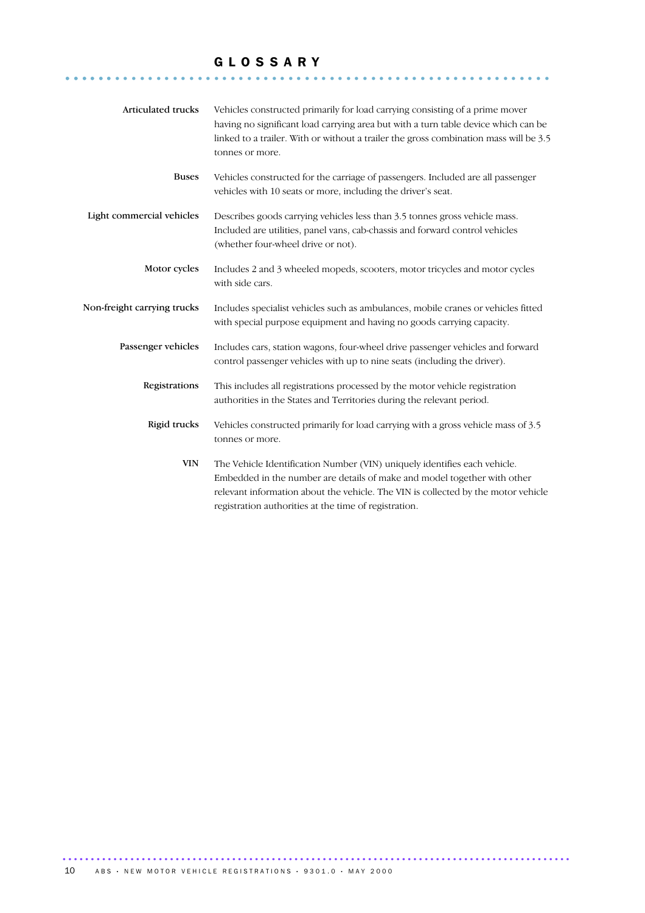# GLOSSARY

**Articulated trucks** Vehicles constructed primarily for load carrying consisting of a prime mover having no significant load carrying area but with a turn table device which can be linked to a trailer. With or without a trailer the gross combination mass will be 3.5 tonnes or more.

**Buses** Vehicles constructed for the carriage of passengers. Included are all passenger vehicles with 10 seats or more, including the driver's seat.

**Light commercial vehicles** Describes goods carrying vehicles less than 3.5 tonnes gross vehicle mass. Included are utilities, panel vans, cab-chassis and forward control vehicles (whether four-wheel drive or not).

**Motor cycles** Includes 2 and 3 wheeled mopeds, scooters, motor tricycles and motor cycles with side cars.

**Non-freight carrying trucks** Includes specialist vehicles such as ambulances, mobile cranes or vehicles fitted with special purpose equipment and having no goods carrying capacity.

**Passenger vehicles** Includes cars, station wagons, four-wheel drive passenger vehicles and forward control passenger vehicles with up to nine seats (including the driver).

**Registrations** This includes all registrations processed by the motor vehicle registration authorities in the States and Territories during the relevant period.

**Rigid trucks** Vehicles constructed primarily for load carrying with a gross vehicle mass of 3.5 tonnes or more.

**VIN** The Vehicle Identification Number (VIN) uniquely identifies each vehicle. Embedded in the number are details of make and model together with other relevant information about the vehicle. The VIN is collected by the motor vehicle registration authorities at the time of registration.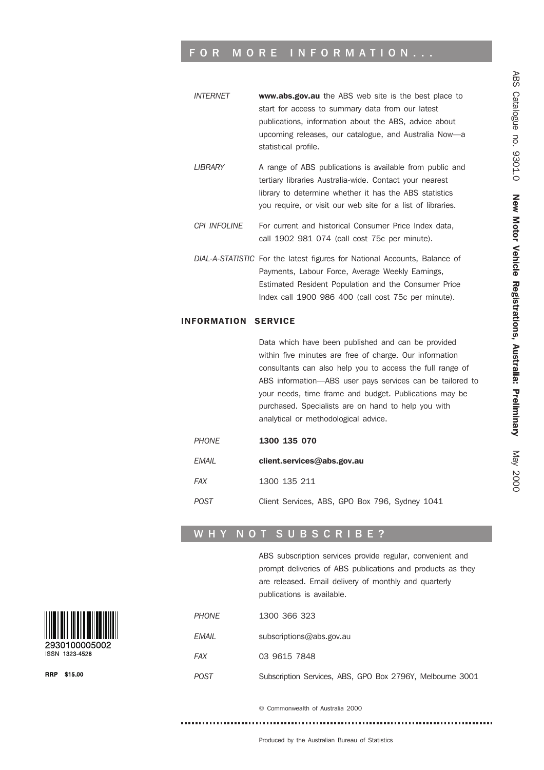## FOR MORE INFORMATION...

| | |
|---|---|
| *INTERNET* | **www.abs.gov.au** the ABS web site is the best place to start for access to summary data from our latest publications, information about the ABS, advice about upcoming releases, our catalogue, and Australia Now—a statistical profile. |
| *LIBRARY* | A range of ABS publications is available from public and tertiary libraries Australia-wide. Contact your nearest library to determine whether it has the ABS statistics you require, or visit our web site for a list of libraries. |
| *CPI INFOLINE* | For current and historical Consumer Price Index data, call 1902 981 074 (call cost 75c per minute). |
| *DIAL-A-STATISTIC* | For the latest figures for National Accounts, Balance of Payments, Labour Force, Average Weekly Earnings, Estimated Resident Population and the Consumer Price Index call 1900 986 400 (call cost 75c per minute). |

### INFORMATION SERVICE

Data which have been published and can be provided within five minutes are free of charge. Our information consultants can also help you to access the full range of ABS information—ABS user pays services can be tailored to your needs, time frame and budget. Publications may be purchased. Specialists are on hand to help you with analytical or methodological advice.

| | |
|---|---|
| *PHONE* | **1300 135 070** |
| *EMAIL* | **client.services@abs.gov.au** |
| *FAX* | 1300 135 211 |
| *POST* | Client Services, ABS, GPO Box 796, Sydney 1041 |

## WHY NOT SUBSCRIBE?

ABS subscription services provide regular, convenient and prompt deliveries of ABS publications and products as they are released. Email delivery of monthly and quarterly publications is available.

| | |
|---|---|
| *PHONE* | 1300 366 323 |
| *EMAIL* | subscriptions@abs.gov.au |
| *FAX* | 03 9615 7848 |
| *POST* | Subscription Services, ABS, GPO Box 2796Y, Melbourne 3001 |

© Commonwealth of Australia 2000

Produced by the Australian Bureau of Statistics

2930100005002

ISSN 1323-4528

**RRP $15.00**

ABS Catalogue no. 9301.0 **New Motor Vehicle Registrations, Australia: Preliminary** May 2000